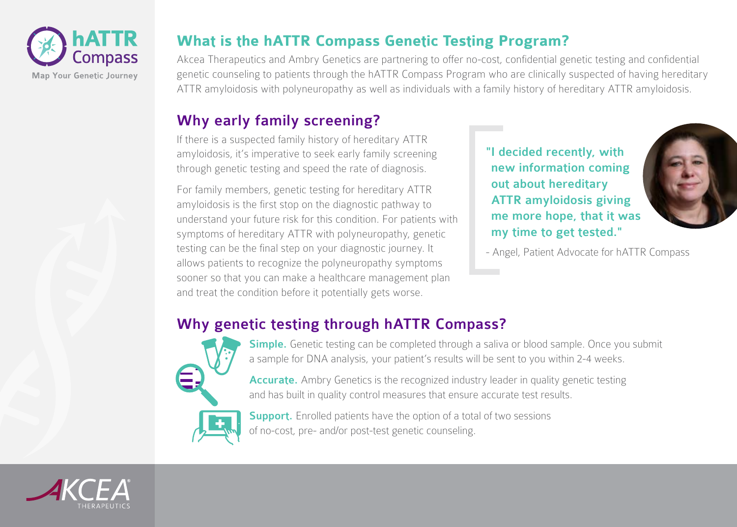hATTR Compass

Map Your Genetic Journey

## What is the hATTR Compass Genetic Testing Program?

Akcea Therapeutics and Ambry Genetics are partnering to offer no-cost, confidential genetic testing and confidential genetic counseling to patients through the hATTR Compass Program who are clinically suspected of having hereditary ATTR amyloidosis with polyneuropathy as well as individuals with a family history of hereditary ATTR amyloidosis.

## Why early family screening?

If there is a suspected family history of hereditary ATTR amyloidosis, it's imperative to seek early family screening through genetic testing and speed the rate of diagnosis.

For family members, genetic testing for hereditary ATTR amyloidosis is the first stop on the diagnostic pathway to understand your future risk for this condition. For patients with symptoms of hereditary ATTR with polyneuropathy, genetic testing can be the final step on your diagnostic journey. It allows patients to recognize the polyneuropathy symptoms sooner so that you can make a healthcare management plan and treat the condition before it potentially gets worse.

> **"I decided recently, with new information coming out about hereditary ATTR amyloidosis giving me more hope, that it was my time to get tested."**
>
> - Angel, Patient Advocate for hATTR Compass

## Why genetic testing through hATTR Compass?

**Simple.** Genetic testing can be completed through a saliva or blood sample. Once you submit a sample for DNA analysis, your patient's results will be sent to you within 2-4 weeks.

**Accurate.** Ambry Genetics is the recognized industry leader in quality genetic testing and has built in quality control measures that ensure accurate test results.

**Support.** Enrolled patients have the option of a total of two sessions of no-cost, pre- and/or post-test genetic counseling.

AKCEA THERAPEUTICS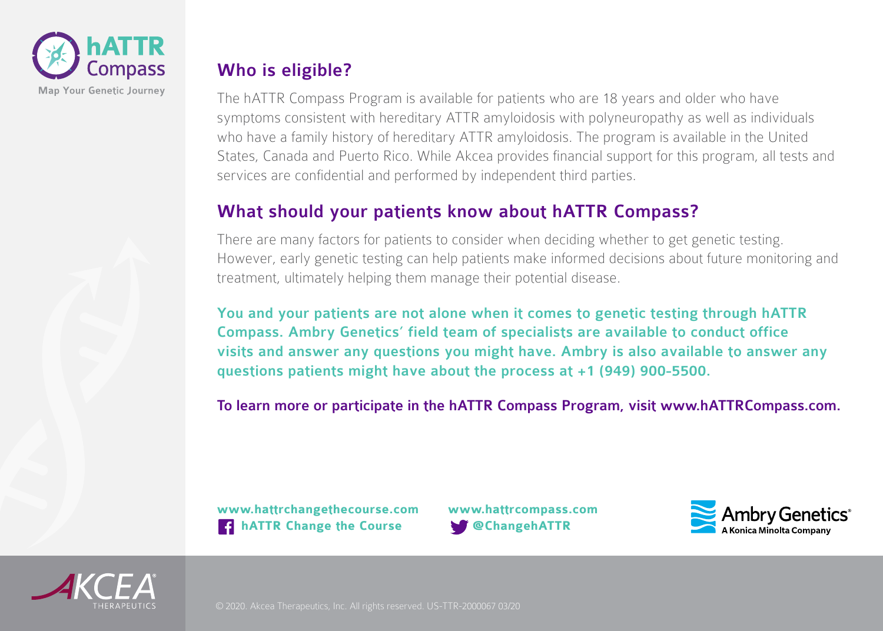hATTR Compass

Map Your Genetic Journey

## Who is eligible?

The hATTR Compass Program is available for patients who are 18 years and older who have symptoms consistent with hereditary ATTR amyloidosis with polyneuropathy as well as individuals who have a family history of hereditary ATTR amyloidosis. The program is available in the United States, Canada and Puerto Rico. While Akcea provides financial support for this program, all tests and services are confidential and performed by independent third parties.

## What should your patients know about hATTR Compass?

There are many factors for patients to consider when deciding whether to get genetic testing. However, early genetic testing can help patients make informed decisions about future monitoring and treatment, ultimately helping them manage their potential disease.

**You and your patients are not alone when it comes to genetic testing through hATTR Compass. Ambry Genetics' field team of specialists are available to conduct office visits and answer any questions you might have. Ambry is also available to answer any questions patients might have about the process at +1 (949) 900-5500.**

**To learn more or participate in the hATTR Compass Program, visit www.hATTRCompass.com.**

**www.hattrchangethecourse.com**
**hATTR Change the Course**

**www.hattrcompass.com**
**@ChangehATTR**

Ambry Genetics® A Konica Minolta Company

AKCEA® THERAPEUTICS

© 2020. Akcea Therapeutics, Inc. All rights reserved. US-TTR-2000067 03/20